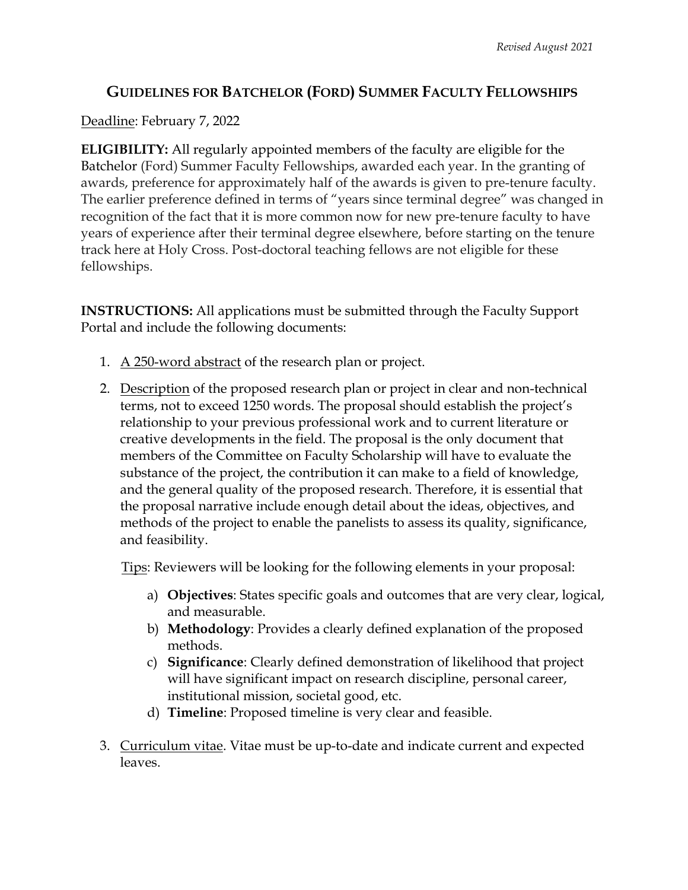*Revised August 2021*

# GUIDELINES FOR BATCHELOR (FORD) SUMMER FACULTY FELLOWSHIPS

Deadline: February 7, 2022

**ELIGIBILITY:** All regularly appointed members of the faculty are eligible for the Batchelor (Ford) Summer Faculty Fellowships, awarded each year. In the granting of awards, preference for approximately half of the awards is given to pre-tenure faculty. The earlier preference defined in terms of "years since terminal degree" was changed in recognition of the fact that it is more common now for new pre-tenure faculty to have years of experience after their terminal degree elsewhere, before starting on the tenure track here at Holy Cross. Post-doctoral teaching fellows are not eligible for these fellowships.

**INSTRUCTIONS:** All applications must be submitted through the Faculty Support Portal and include the following documents:

1. A 250-word abstract of the research plan or project.
2. Description of the proposed research plan or project in clear and non-technical terms, not to exceed 1250 words. The proposal should establish the project's relationship to your previous professional work and to current literature or creative developments in the field. The proposal is the only document that members of the Committee on Faculty Scholarship will have to evaluate the substance of the project, the contribution it can make to a field of knowledge, and the general quality of the proposed research. Therefore, it is essential that the proposal narrative include enough detail about the ideas, objectives, and methods of the project to enable the panelists to assess its quality, significance, and feasibility.

   Tips: Reviewers will be looking for the following elements in your proposal:

   a) **Objectives**: States specific goals and outcomes that are very clear, logical, and measurable.
   b) **Methodology**: Provides a clearly defined explanation of the proposed methods.
   c) **Significance**: Clearly defined demonstration of likelihood that project will have significant impact on research discipline, personal career, institutional mission, societal good, etc.
   d) **Timeline**: Proposed timeline is very clear and feasible.

3. Curriculum vitae. Vitae must be up-to-date and indicate current and expected leaves.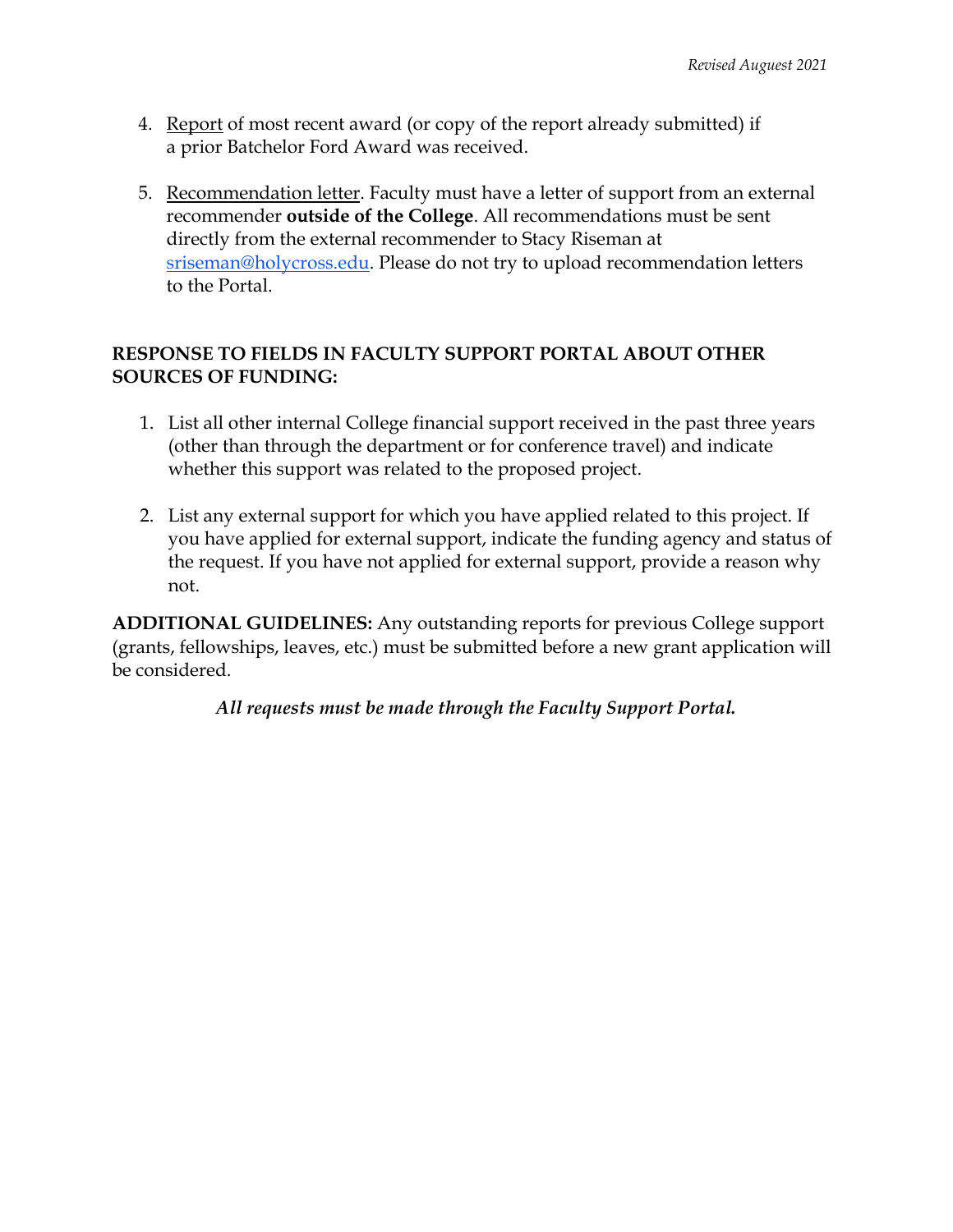4. Report of most recent award (or copy of the report already submitted) if a prior Batchelor Ford Award was received.

5. Recommendation letter. Faculty must have a letter of support from an external recommender **outside of the College**. All recommendations must be sent directly from the external recommender to Stacy Riseman at [sriseman@holycross.edu](mailto:sriseman@holycross.edu). Please do not try to upload recommendation letters to the Portal.

**RESPONSE TO FIELDS IN FACULTY SUPPORT PORTAL ABOUT OTHER SOURCES OF FUNDING:**

1. List all other internal College financial support received in the past three years (other than through the department or for conference travel) and indicate whether this support was related to the proposed project.

2. List any external support for which you have applied related to this project. If you have applied for external support, indicate the funding agency and status of the request. If you have not applied for external support, provide a reason why not.

**ADDITIONAL GUIDELINES:** Any outstanding reports for previous College support (grants, fellowships, leaves, etc.) must be submitted before a new grant application will be considered.

***All requests must be made through the Faculty Support Portal.***